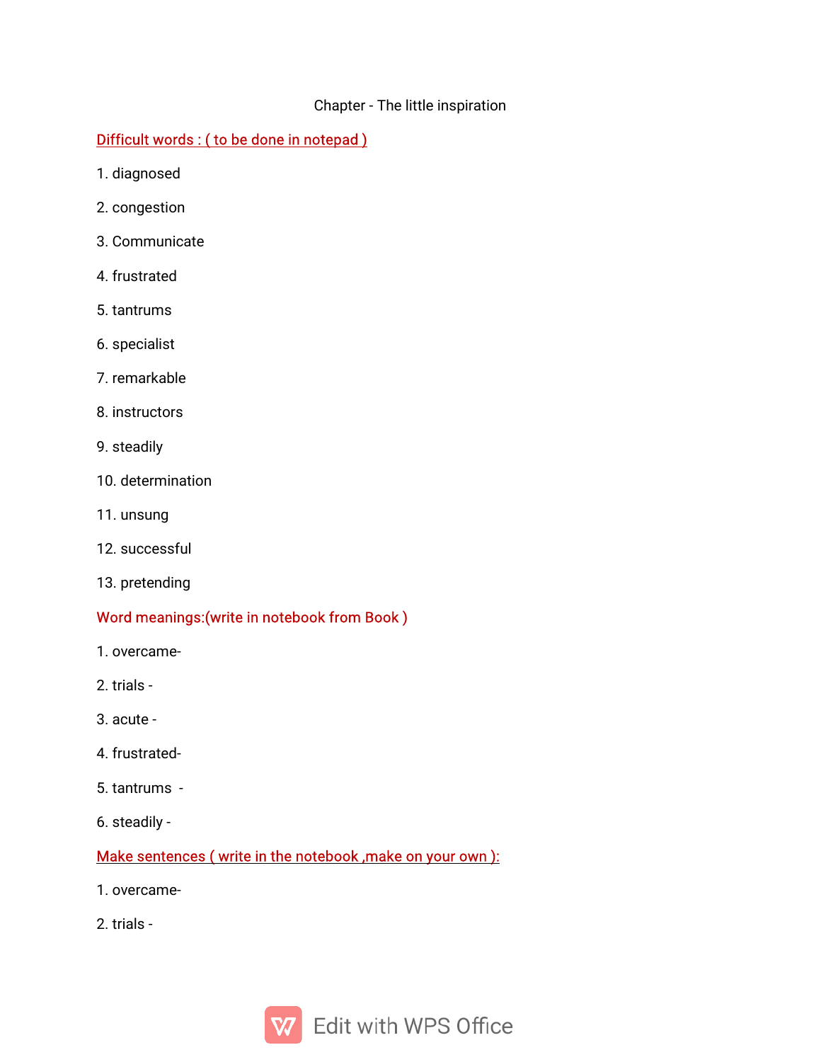Chapter - The little inspiration

<u>Difficult words : ( to be done in notepad )</u>

1. diagnosed
2. congestion
3. Communicate
4. frustrated
5. tantrums
6. specialist
7. remarkable
8. instructors
9. steadily
10. determination
11. unsung
12. successful
13. pretending

Word meanings:(write in notebook from Book )

1. overcame-
2. trials -
3. acute -
4. frustrated-
5. tantrums -
6. steadily -

<u>Make sentences ( write in the notebook ,make on your own ):</u>

1. overcame-
2. trials -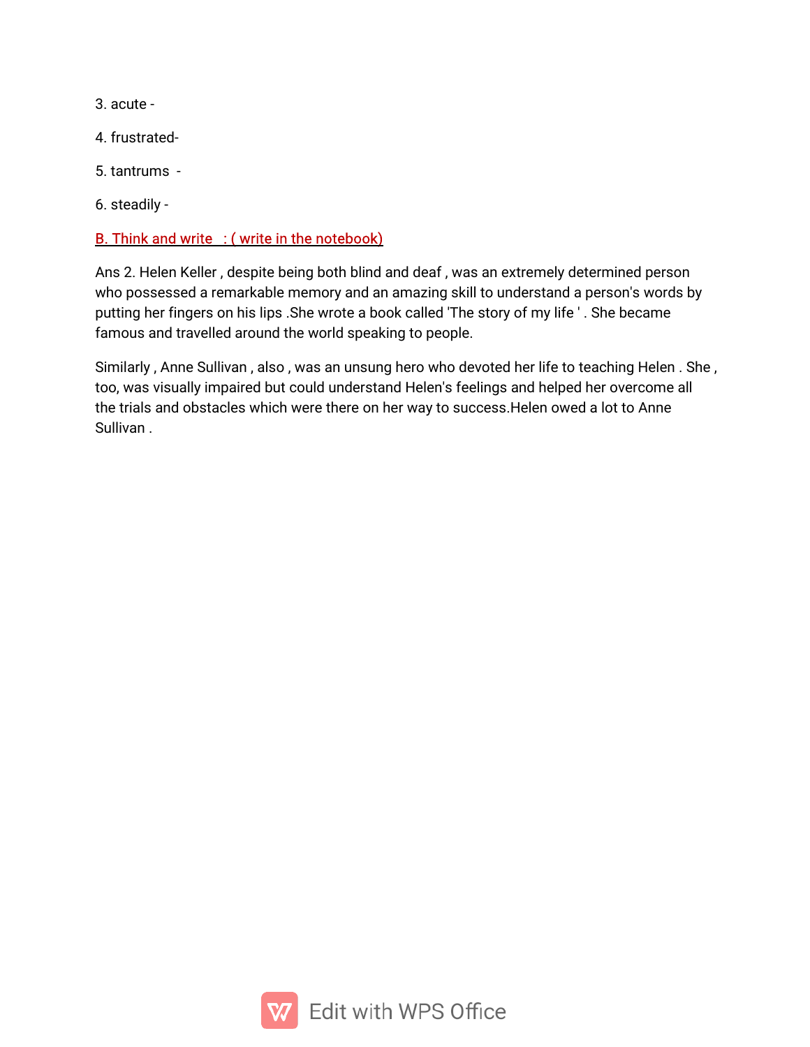3. acute -

4. frustrated-

5. tantrums -

6. steadily -

B. Think and write : ( write in the notebook)

Ans 2. Helen Keller , despite being both blind and deaf , was an extremely determined person who possessed a remarkable memory and an amazing skill to understand a person's words by putting her fingers on his lips .She wrote a book called 'The story of my life ' . She became famous and travelled around the world speaking to people.

Similarly , Anne Sullivan , also , was an unsung hero who devoted her life to teaching Helen . She , too, was visually impaired but could understand Helen's feelings and helped her overcome all the trials and obstacles which were there on her way to success.Helen owed a lot to Anne Sullivan .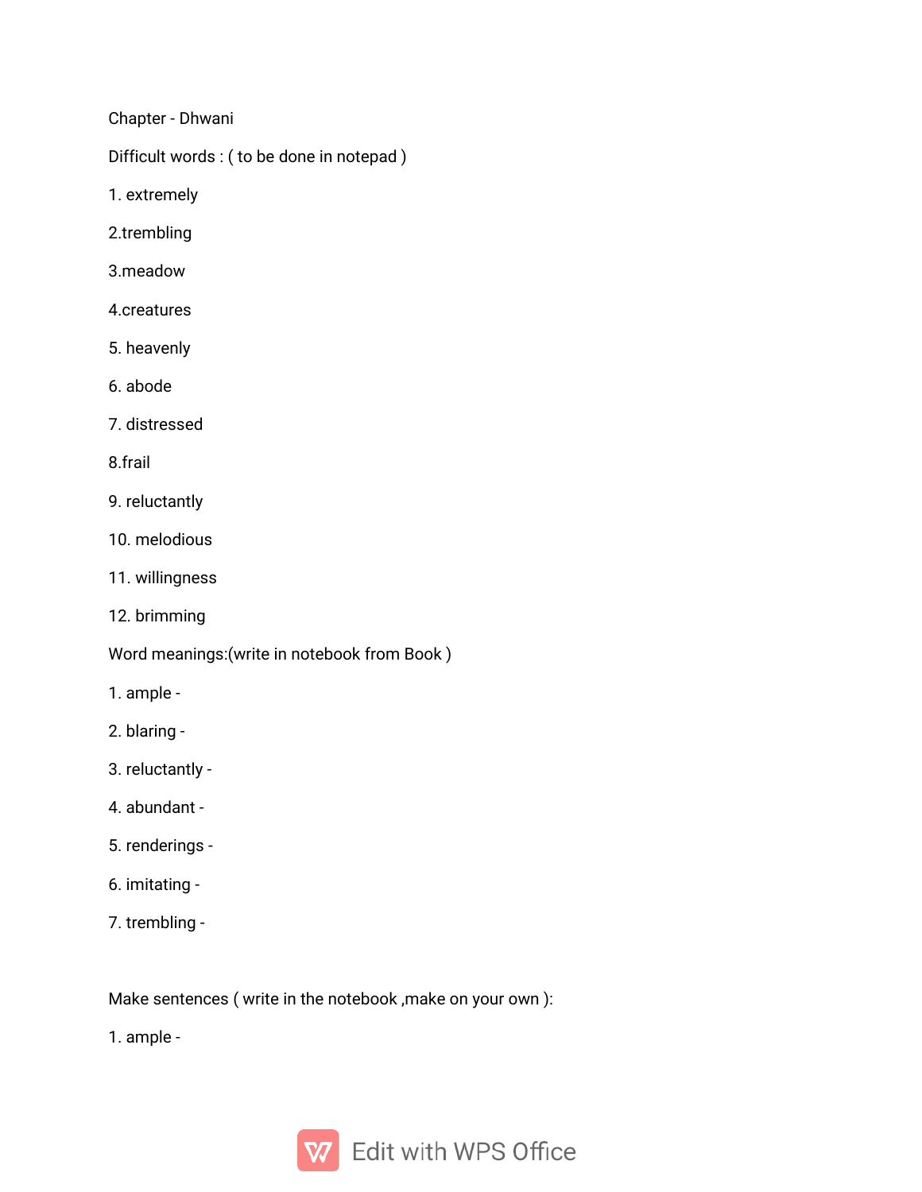Chapter - Dhwani

Difficult words : ( to be done in notepad )

1. extremely

2.trembling

3.meadow

4.creatures

5. heavenly

6. abode

7. distressed

8.frail

9. reluctantly

10. melodious

11. willingness

12. brimming

Word meanings:(write in notebook from Book )

1. ample -

2. blaring -

3. reluctantly -

4. abundant -

5. renderings -

6. imitating -

7. trembling -

Make sentences ( write in the notebook ,make on your own ):

1. ample -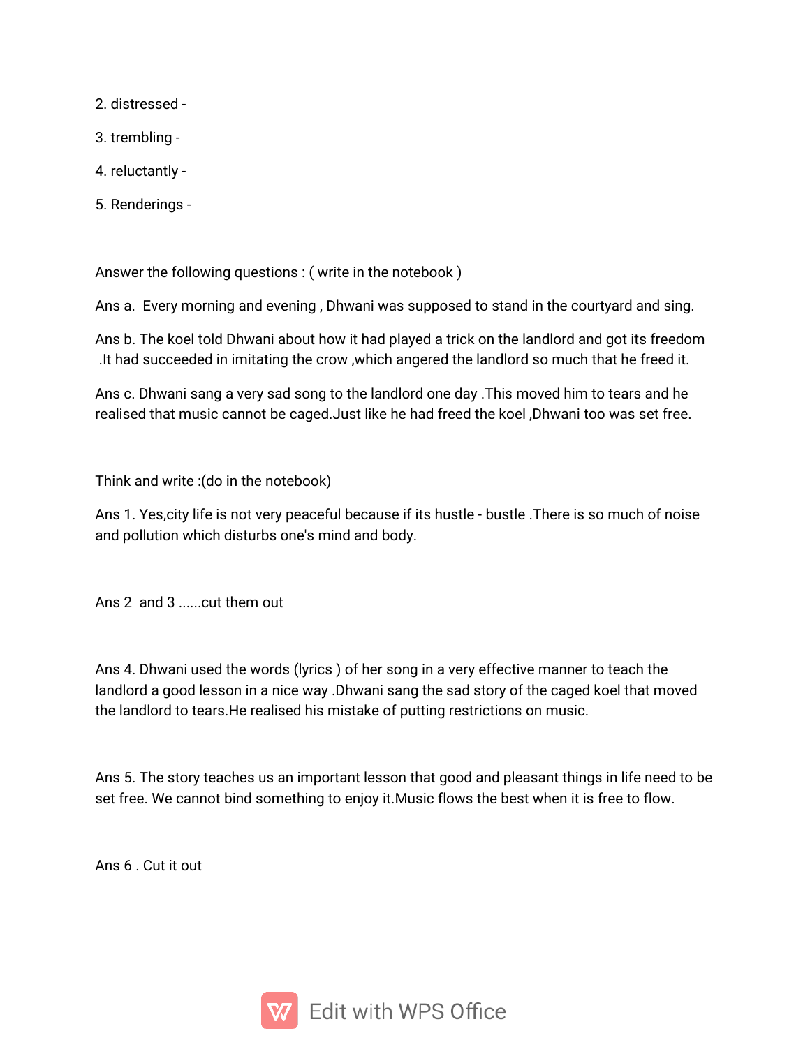2. distressed -

3. trembling -

4. reluctantly -

5. Renderings -

Answer the following questions : ( write in the notebook )

Ans a.  Every morning and evening , Dhwani was supposed to stand in the courtyard and sing.

Ans b. The koel told Dhwani about how it had played a trick on the landlord and got its freedom .It had succeeded in imitating the crow ,which angered the landlord so much that he freed it.

Ans c. Dhwani sang a very sad song to the landlord one day .This moved him to tears and he realised that music cannot be caged.Just like he had freed the koel ,Dhwani too was set free.

Think and write :(do in the notebook)

Ans 1. Yes,city life is not very peaceful because if its hustle - bustle .There is so much of noise and pollution which disturbs one's mind and body.

Ans 2  and 3 ......cut them out

Ans 4. Dhwani used the words (lyrics ) of her song in a very effective manner to teach the landlord a good lesson in a nice way .Dhwani sang the sad story of the caged koel that moved the landlord to tears.He realised his mistake of putting restrictions on music.

Ans 5. The story teaches us an important lesson that good and pleasant things in life need to be set free. We cannot bind something to enjoy it.Music flows the best when it is free to flow.

Ans 6 . Cut it out